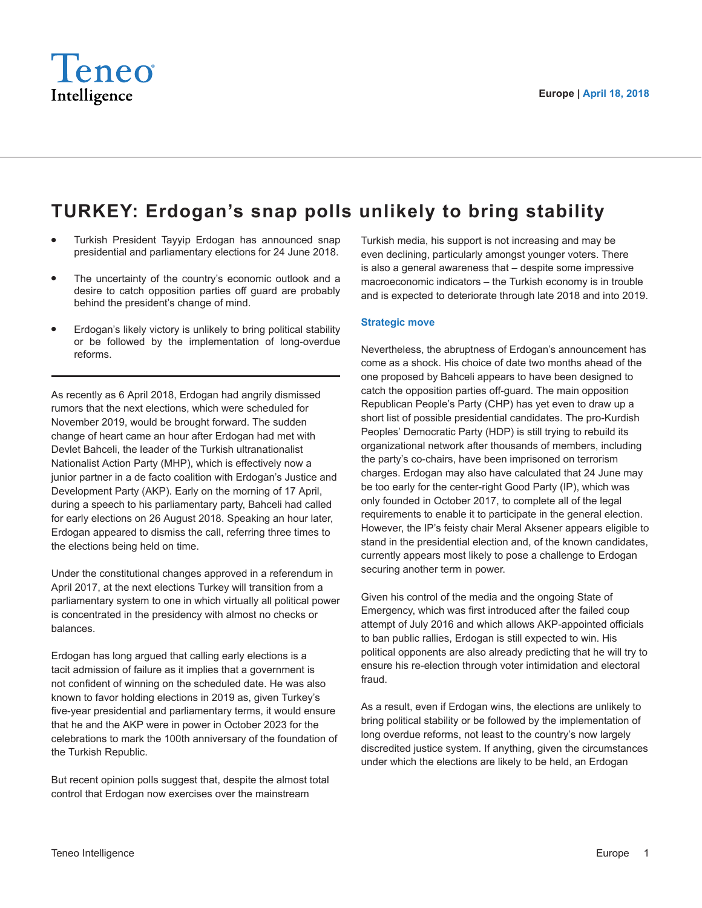Teneo Intelligence

Europe | April 18, 2018

# TURKEY: Erdogan's snap polls unlikely to bring stability

- Turkish President Tayyip Erdogan has announced snap presidential and parliamentary elections for 24 June 2018.
- The uncertainty of the country's economic outlook and a desire to catch opposition parties off guard are probably behind the president's change of mind.
- Erdogan's likely victory is unlikely to bring political stability or be followed by the implementation of long-overdue reforms.

As recently as 6 April 2018, Erdogan had angrily dismissed rumors that the next elections, which were scheduled for November 2019, would be brought forward. The sudden change of heart came an hour after Erdogan had met with Devlet Bahceli, the leader of the Turkish ultranationalist Nationalist Action Party (MHP), which is effectively now a junior partner in a de facto coalition with Erdogan's Justice and Development Party (AKP). Early on the morning of 17 April, during a speech to his parliamentary party, Bahceli had called for early elections on 26 August 2018. Speaking an hour later, Erdogan appeared to dismiss the call, referring three times to the elections being held on time.

Under the constitutional changes approved in a referendum in April 2017, at the next elections Turkey will transition from a parliamentary system to one in which virtually all political power is concentrated in the presidency with almost no checks or balances.

Erdogan has long argued that calling early elections is a tacit admission of failure as it implies that a government is not confident of winning on the scheduled date. He was also known to favor holding elections in 2019 as, given Turkey's five-year presidential and parliamentary terms, it would ensure that he and the AKP were in power in October 2023 for the celebrations to mark the 100th anniversary of the foundation of the Turkish Republic.

But recent opinion polls suggest that, despite the almost total control that Erdogan now exercises over the mainstream Turkish media, his support is not increasing and may be even declining, particularly amongst younger voters. There is also a general awareness that – despite some impressive macroeconomic indicators – the Turkish economy is in trouble and is expected to deteriorate through late 2018 and into 2019.

## Strategic move

Nevertheless, the abruptness of Erdogan's announcement has come as a shock. His choice of date two months ahead of the one proposed by Bahceli appears to have been designed to catch the opposition parties off-guard. The main opposition Republican People's Party (CHP) has yet even to draw up a short list of possible presidential candidates. The pro-Kurdish Peoples' Democratic Party (HDP) is still trying to rebuild its organizational network after thousands of members, including the party's co-chairs, have been imprisoned on terrorism charges. Erdogan may also have calculated that 24 June may be too early for the center-right Good Party (IP), which was only founded in October 2017, to complete all of the legal requirements to enable it to participate in the general election. However, the IP's feisty chair Meral Aksener appears eligible to stand in the presidential election and, of the known candidates, currently appears most likely to pose a challenge to Erdogan securing another term in power.

Given his control of the media and the ongoing State of Emergency, which was first introduced after the failed coup attempt of July 2016 and which allows AKP-appointed officials to ban public rallies, Erdogan is still expected to win. His political opponents are also already predicting that he will try to ensure his re-election through voter intimidation and electoral fraud.

As a result, even if Erdogan wins, the elections are unlikely to bring political stability or be followed by the implementation of long overdue reforms, not least to the country's now largely discredited justice system. If anything, given the circumstances under which the elections are likely to be held, an Erdogan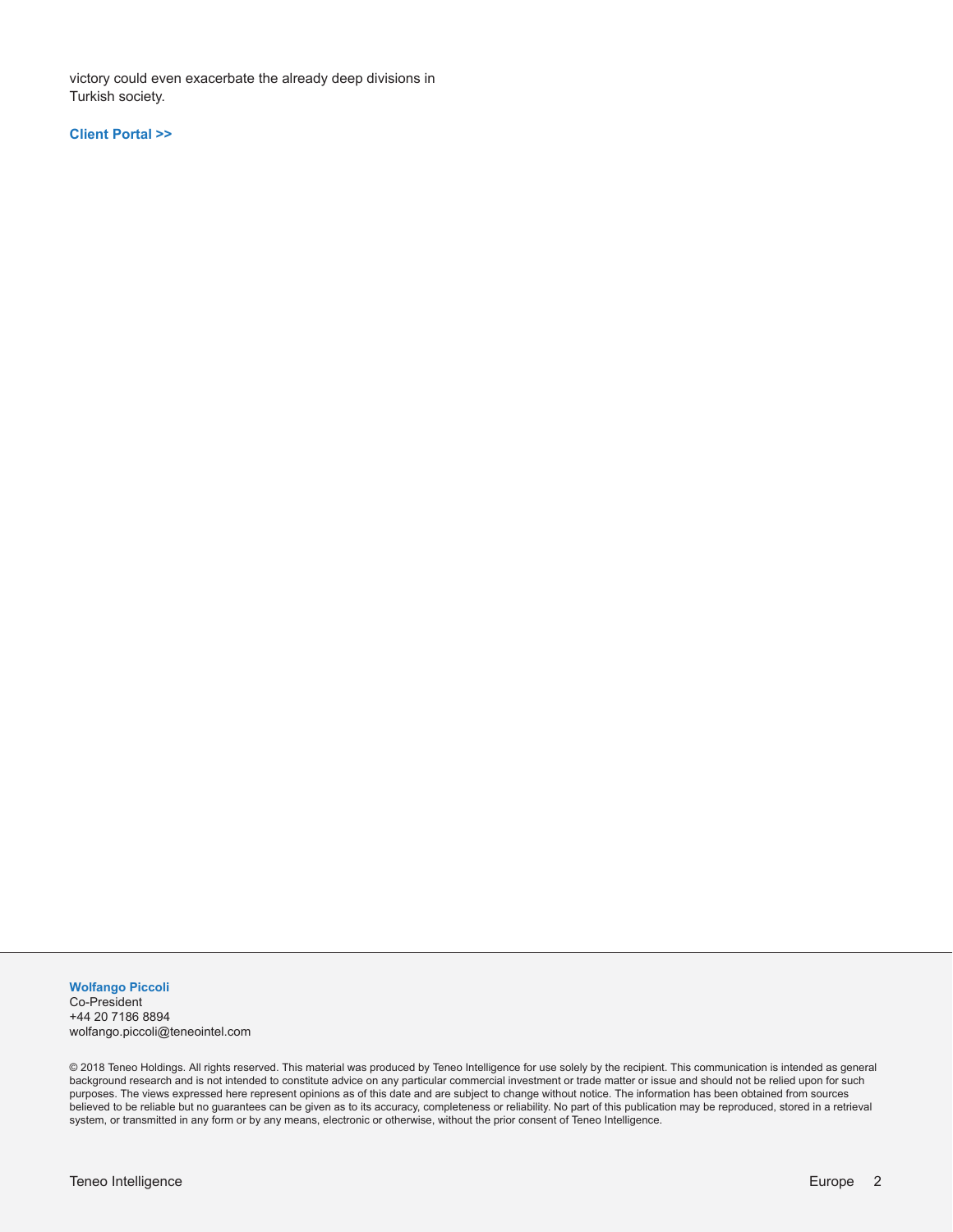victory could even exacerbate the already deep divisions in Turkish society.

**Client Portal >>**

**Wolfango Piccoli**
Co-President
+44 20 7186 8894
wolfango.piccoli@teneointel.com

© 2018 Teneo Holdings. All rights reserved. This material was produced by Teneo Intelligence for use solely by the recipient. This communication is intended as general background research and is not intended to constitute advice on any particular commercial investment or trade matter or issue and should not be relied upon for such purposes. The views expressed here represent opinions as of this date and are subject to change without notice. The information has been obtained from sources believed to be reliable but no guarantees can be given as to its accuracy, completeness or reliability. No part of this publication may be reproduced, stored in a retrieval system, or transmitted in any form or by any means, electronic or otherwise, without the prior consent of Teneo Intelligence.